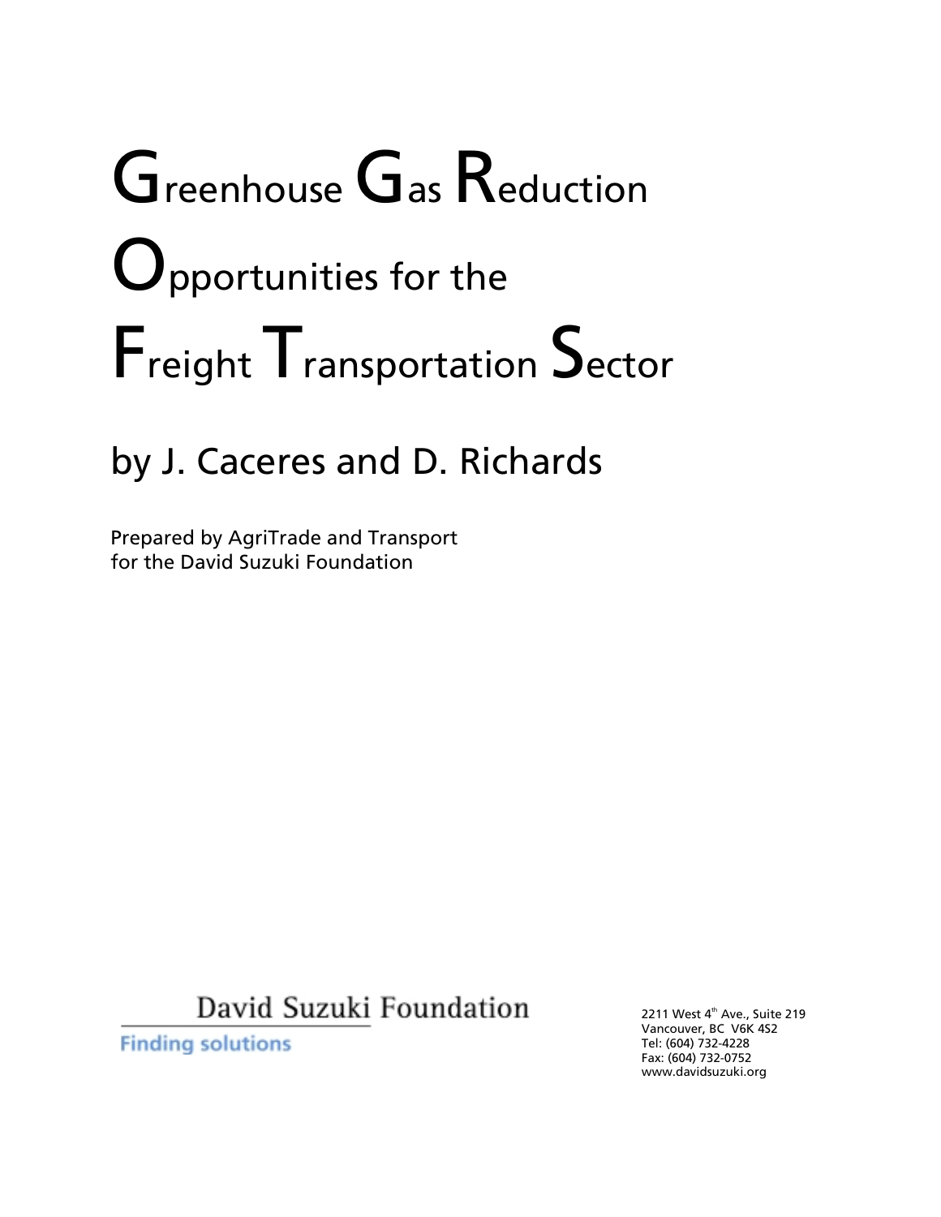# Greenhouse Gas Reduction Opportunities for the Freight Transportation Sector

## by J. Caceres and D. Richards

Prepared by AgriTrade and Transport
for the David Suzuki Foundation

David Suzuki Foundation

Finding solutions

2211 West 4th Ave., Suite 219
Vancouver, BC V6K 4S2
Tel: (604) 732-4228
Fax: (604) 732-0752
www.davidsuzuki.org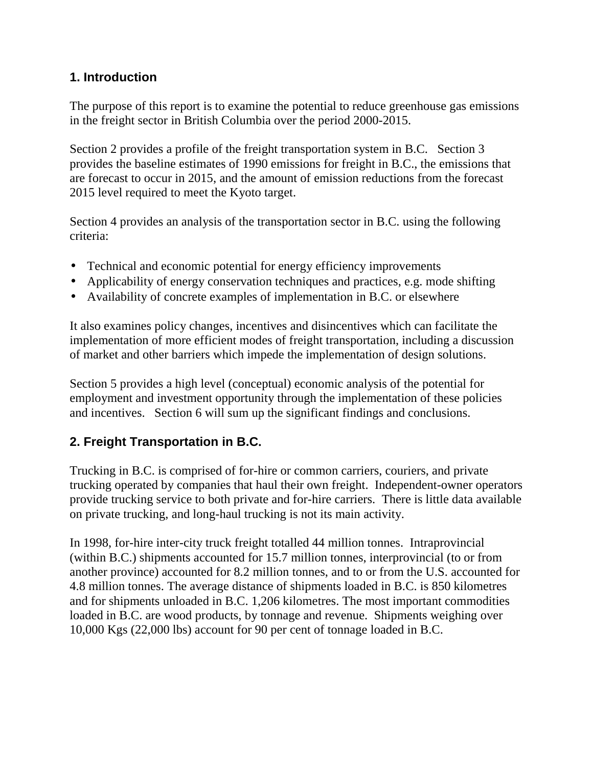## 1. Introduction

The purpose of this report is to examine the potential to reduce greenhouse gas emissions in the freight sector in British Columbia over the period 2000-2015.

Section 2 provides a profile of the freight transportation system in B.C. Section 3 provides the baseline estimates of 1990 emissions for freight in B.C., the emissions that are forecast to occur in 2015, and the amount of emission reductions from the forecast 2015 level required to meet the Kyoto target.

Section 4 provides an analysis of the transportation sector in B.C. using the following criteria:

- Technical and economic potential for energy efficiency improvements
- Applicability of energy conservation techniques and practices, e.g. mode shifting
- Availability of concrete examples of implementation in B.C. or elsewhere

It also examines policy changes, incentives and disincentives which can facilitate the implementation of more efficient modes of freight transportation, including a discussion of market and other barriers which impede the implementation of design solutions.

Section 5 provides a high level (conceptual) economic analysis of the potential for employment and investment opportunity through the implementation of these policies and incentives. Section 6 will sum up the significant findings and conclusions.

## 2. Freight Transportation in B.C.

Trucking in B.C. is comprised of for-hire or common carriers, couriers, and private trucking operated by companies that haul their own freight. Independent-owner operators provide trucking service to both private and for-hire carriers. There is little data available on private trucking, and long-haul trucking is not its main activity.

In 1998, for-hire inter-city truck freight totalled 44 million tonnes. Intraprovincial (within B.C.) shipments accounted for 15.7 million tonnes, interprovincial (to or from another province) accounted for 8.2 million tonnes, and to or from the U.S. accounted for 4.8 million tonnes. The average distance of shipments loaded in B.C. is 850 kilometres and for shipments unloaded in B.C. 1,206 kilometres. The most important commodities loaded in B.C. are wood products, by tonnage and revenue. Shipments weighing over 10,000 Kgs (22,000 lbs) account for 90 per cent of tonnage loaded in B.C.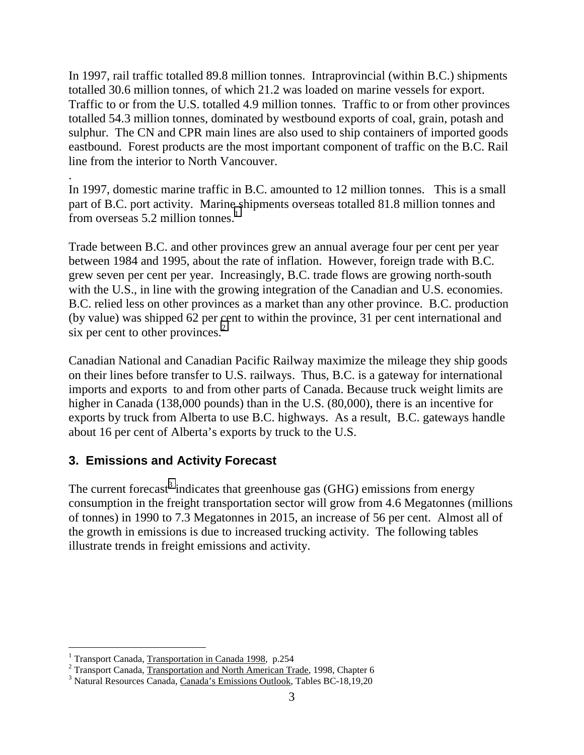In 1997, rail traffic totalled 89.8 million tonnes. Intraprovincial (within B.C.) shipments totalled 30.6 million tonnes, of which 21.2 was loaded on marine vessels for export. Traffic to or from the U.S. totalled 4.9 million tonnes. Traffic to or from other provinces totalled 54.3 million tonnes, dominated by westbound exports of coal, grain, potash and sulphur. The CN and CPR main lines are also used to ship containers of imported goods eastbound. Forest products are the most important component of traffic on the B.C. Rail line from the interior to North Vancouver.

.

In 1997, domestic marine traffic in B.C. amounted to 12 million tonnes. This is a small part of B.C. port activity. Marine shipments overseas totalled 81.8 million tonnes and from overseas 5.2 million tonnes.[1]

Trade between B.C. and other provinces grew an annual average four per cent per year between 1984 and 1995, about the rate of inflation. However, foreign trade with B.C. grew seven per cent per year. Increasingly, B.C. trade flows are growing north-south with the U.S., in line with the growing integration of the Canadian and U.S. economies. B.C. relied less on other provinces as a market than any other province. B.C. production (by value) was shipped 62 per cent to within the province, 31 per cent international and six per cent to other provinces.[2]

Canadian National and Canadian Pacific Railway maximize the mileage they ship goods on their lines before transfer to U.S. railways. Thus, B.C. is a gateway for international imports and exports to and from other parts of Canada. Because truck weight limits are higher in Canada (138,000 pounds) than in the U.S. (80,000), there is an incentive for exports by truck from Alberta to use B.C. highways. As a result, B.C. gateways handle about 16 per cent of Alberta's exports by truck to the U.S.

## 3. Emissions and Activity Forecast

The current forecast[3] indicates that greenhouse gas (GHG) emissions from energy consumption in the freight transportation sector will grow from 4.6 Megatonnes (millions of tonnes) in 1990 to 7.3 Megatonnes in 2015, an increase of 56 per cent. Almost all of the growth in emissions is due to increased trucking activity. The following tables illustrate trends in freight emissions and activity.

---

[1] Transport Canada, Transportation in Canada 1998, p.254

[2] Transport Canada, Transportation and North American Trade, 1998, Chapter 6

[3] Natural Resources Canada, Canada's Emissions Outlook, Tables BC-18,19,20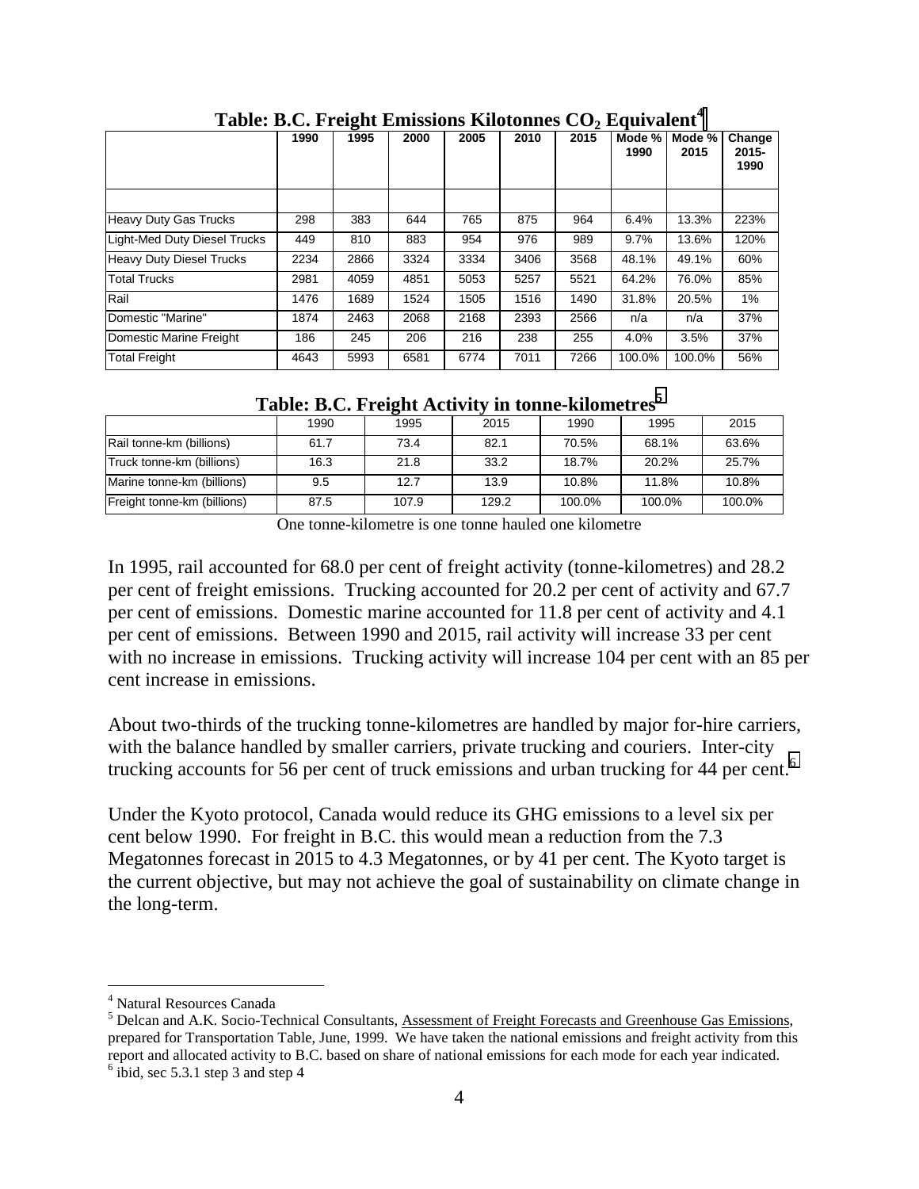**Table: B.C. Freight Emissions Kilotonnes $CO_2$ Equivalent[4]**

| | 1990 | 1995 | 2000 | 2005 | 2010 | 2015 | Mode % 1990 | Mode % 2015 | Change 2015-1990 |
|---|---|---|---|---|---|---|---|---|---|
| | | | | | | | | | |
| Heavy Duty Gas Trucks | 298 | 383 | 644 | 765 | 875 | 964 | 6.4% | 13.3% | 223% |
| Light-Med Duty Diesel Trucks | 449 | 810 | 883 | 954 | 976 | 989 | 9.7% | 13.6% | 120% |
| Heavy Duty Diesel Trucks | 2234 | 2866 | 3324 | 3334 | 3406 | 3568 | 48.1% | 49.1% | 60% |
| Total Trucks | 2981 | 4059 | 4851 | 5053 | 5257 | 5521 | 64.2% | 76.0% | 85% |
| Rail | 1476 | 1689 | 1524 | 1505 | 1516 | 1490 | 31.8% | 20.5% | 1% |
| Domestic "Marine" | 1874 | 2463 | 2068 | 2168 | 2393 | 2566 | n/a | n/a | 37% |
| Domestic Marine Freight | 186 | 245 | 206 | 216 | 238 | 255 | 4.0% | 3.5% | 37% |
| Total Freight | 4643 | 5993 | 6581 | 6774 | 7011 | 7266 | 100.0% | 100.0% | 56% |

**Table: B.C. Freight Activity in tonne-kilometres[5]**

| | 1990 | 1995 | 2015 | 1990 | 1995 | 2015 |
|---|---|---|---|---|---|---|
| Rail tonne-km (billions) | 61.7 | 73.4 | 82.1 | 70.5% | 68.1% | 63.6% |
| Truck tonne-km (billions) | 16.3 | 21.8 | 33.2 | 18.7% | 20.2% | 25.7% |
| Marine tonne-km (billions) | 9.5 | 12.7 | 13.9 | 10.8% | 11.8% | 10.8% |
| Freight tonne-km (billions) | 87.5 | 107.9 | 129.2 | 100.0% | 100.0% | 100.0% |

One tonne-kilometre is one tonne hauled one kilometre

In 1995, rail accounted for 68.0 per cent of freight activity (tonne-kilometres) and 28.2 per cent of freight emissions. Trucking accounted for 20.2 per cent of activity and 67.7 per cent of emissions. Domestic marine accounted for 11.8 per cent of activity and 4.1 per cent of emissions. Between 1990 and 2015, rail activity will increase 33 per cent with no increase in emissions. Trucking activity will increase 104 per cent with an 85 per cent increase in emissions.

About two-thirds of the trucking tonne-kilometres are handled by major for-hire carriers, with the balance handled by smaller carriers, private trucking and couriers. Inter-city trucking accounts for 56 per cent of truck emissions and urban trucking for 44 per cent.[6]

Under the Kyoto protocol, Canada would reduce its GHG emissions to a level six per cent below 1990. For freight in B.C. this would mean a reduction from the 7.3 Megatonnes forecast in 2015 to 4.3 Megatonnes, or by 41 per cent. The Kyoto target is the current objective, but may not achieve the goal of sustainability on climate change in the long-term.

---

[4] Natural Resources Canada

[5] Delcan and A.K. Socio-Technical Consultants, Assessment of Freight Forecasts and Greenhouse Gas Emissions, prepared for Transportation Table, June, 1999. We have taken the national emissions and freight activity from this report and allocated activity to B.C. based on share of national emissions for each mode for each year indicated.

[6] ibid, sec 5.3.1 step 3 and step 4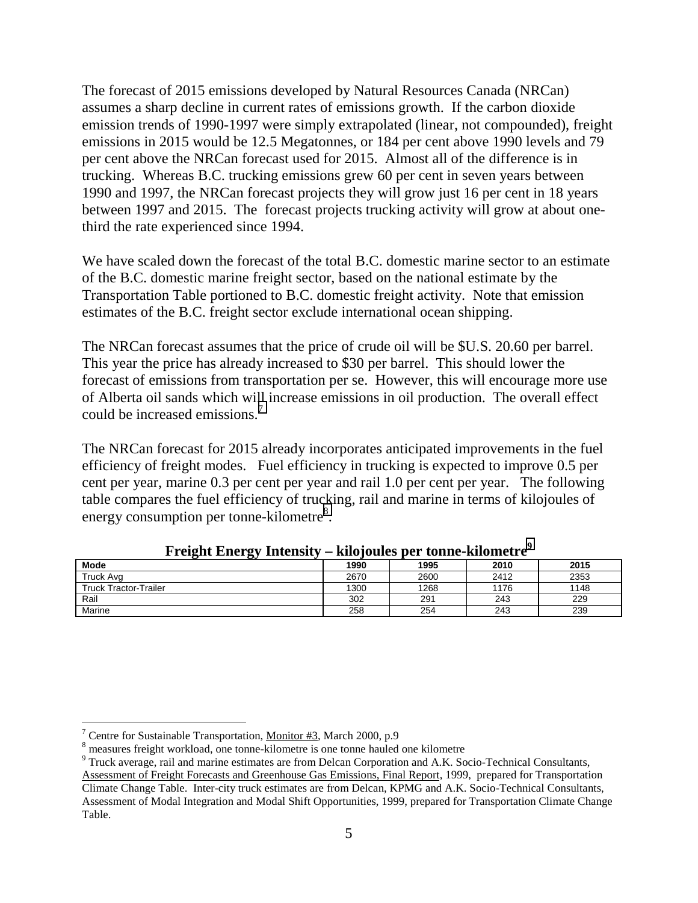The forecast of 2015 emissions developed by Natural Resources Canada (NRCan) assumes a sharp decline in current rates of emissions growth. If the carbon dioxide emission trends of 1990-1997 were simply extrapolated (linear, not compounded), freight emissions in 2015 would be 12.5 Megatonnes, or 184 per cent above 1990 levels and 79 per cent above the NRCan forecast used for 2015. Almost all of the difference is in trucking. Whereas B.C. trucking emissions grew 60 per cent in seven years between 1990 and 1997, the NRCan forecast projects they will grow just 16 per cent in 18 years between 1997 and 2015. The forecast projects trucking activity will grow at about one-third the rate experienced since 1994.

We have scaled down the forecast of the total B.C. domestic marine sector to an estimate of the B.C. domestic marine freight sector, based on the national estimate by the Transportation Table portioned to B.C. domestic freight activity. Note that emission estimates of the B.C. freight sector exclude international ocean shipping.

The NRCan forecast assumes that the price of crude oil will be $U.S. 20.60 per barrel. This year the price has already increased to $30 per barrel. This should lower the forecast of emissions from transportation per se. However, this will encourage more use of Alberta oil sands which will increase emissions in oil production. The overall effect could be increased emissions.[7]

The NRCan forecast for 2015 already incorporates anticipated improvements in the fuel efficiency of freight modes. Fuel efficiency in trucking is expected to improve 0.5 per cent per year, marine 0.3 per cent per year and rail 1.0 per cent per year. The following table compares the fuel efficiency of trucking, rail and marine in terms of kilojoules of energy consumption per tonne-kilometre[8].

**Freight Energy Intensity – kilojoules per tonne-kilometre[9]**

| Mode | 1990 | 1995 | 2010 | 2015 |
|---|---|---|---|---|
| Truck Avg | 2670 | 2600 | 2412 | 2353 |
| Truck Tractor-Trailer | 1300 | 1268 | 1176 | 1148 |
| Rail | 302 | 291 | 243 | 229 |
| Marine | 258 | 254 | 243 | 239 |

[7] Centre for Sustainable Transportation, Monitor #3, March 2000, p.9

[8] measures freight workload, one tonne-kilometre is one tonne hauled one kilometre

[9] Truck average, rail and marine estimates are from Delcan Corporation and A.K. Socio-Technical Consultants, Assessment of Freight Forecasts and Greenhouse Gas Emissions, Final Report, 1999, prepared for Transportation Climate Change Table. Inter-city truck estimates are from Delcan, KPMG and A.K. Socio-Technical Consultants, Assessment of Modal Integration and Modal Shift Opportunities, 1999, prepared for Transportation Climate Change Table.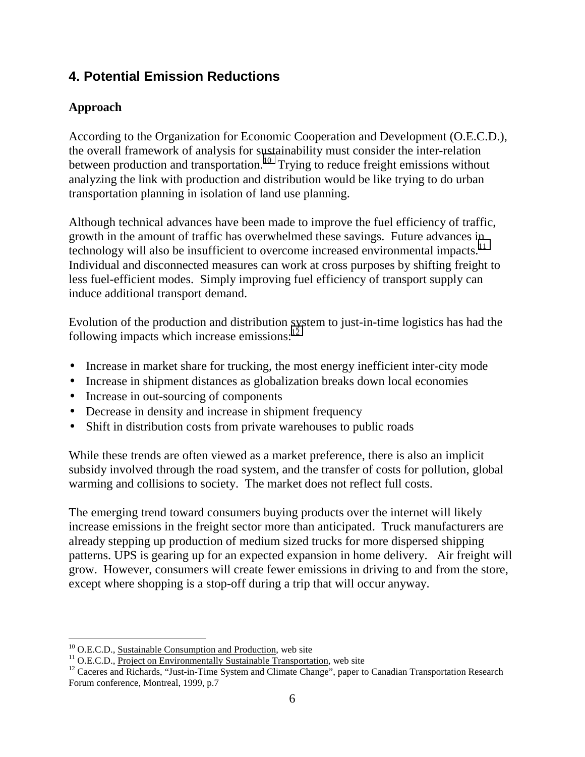## 4. Potential Emission Reductions

### Approach

According to the Organization for Economic Cooperation and Development (O.E.C.D.), the overall framework of analysis for sustainability must consider the inter-relation between production and transportation.[10] Trying to reduce freight emissions without analyzing the link with production and distribution would be like trying to do urban transportation planning in isolation of land use planning.

Although technical advances have been made to improve the fuel efficiency of traffic, growth in the amount of traffic has overwhelmed these savings. Future advances in technology will also be insufficient to overcome increased environmental impacts.[11] Individual and disconnected measures can work at cross purposes by shifting freight to less fuel-efficient modes. Simply improving fuel efficiency of transport supply can induce additional transport demand.

Evolution of the production and distribution system to just-in-time logistics has had the following impacts which increase emissions:[12]

- Increase in market share for trucking, the most energy inefficient inter-city mode
- Increase in shipment distances as globalization breaks down local economies
- Increase in out-sourcing of components
- Decrease in density and increase in shipment frequency
- Shift in distribution costs from private warehouses to public roads

While these trends are often viewed as a market preference, there is also an implicit subsidy involved through the road system, and the transfer of costs for pollution, global warming and collisions to society. The market does not reflect full costs.

The emerging trend toward consumers buying products over the internet will likely increase emissions in the freight sector more than anticipated. Truck manufacturers are already stepping up production of medium sized trucks for more dispersed shipping patterns. UPS is gearing up for an expected expansion in home delivery. Air freight will grow. However, consumers will create fewer emissions in driving to and from the store, except where shopping is a stop-off during a trip that will occur anyway.

---

[10] O.E.C.D., Sustainable Consumption and Production, web site

[11] O.E.C.D., Project on Environmentally Sustainable Transportation, web site

[12] Caceres and Richards, "Just-in-Time System and Climate Change", paper to Canadian Transportation Research Forum conference, Montreal, 1999, p.7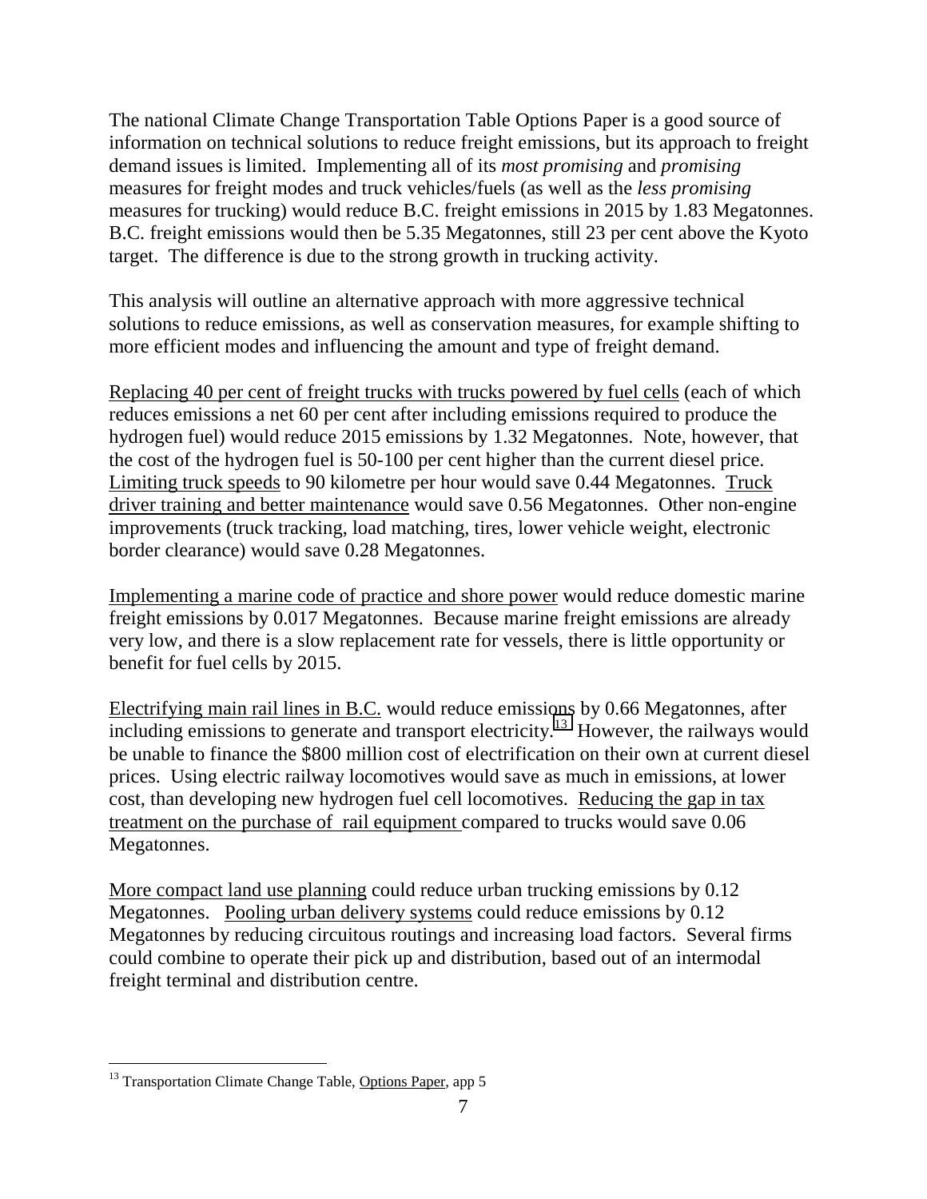The national Climate Change Transportation Table Options Paper is a good source of information on technical solutions to reduce freight emissions, but its approach to freight demand issues is limited. Implementing all of its *most promising* and *promising* measures for freight modes and truck vehicles/fuels (as well as the *less promising* measures for trucking) would reduce B.C. freight emissions in 2015 by 1.83 Megatonnes. B.C. freight emissions would then be 5.35 Megatonnes, still 23 per cent above the Kyoto target. The difference is due to the strong growth in trucking activity.

This analysis will outline an alternative approach with more aggressive technical solutions to reduce emissions, as well as conservation measures, for example shifting to more efficient modes and influencing the amount and type of freight demand.

<u>Replacing 40 per cent of freight trucks with trucks powered by fuel cells</u> (each of which reduces emissions a net 60 per cent after including emissions required to produce the hydrogen fuel) would reduce 2015 emissions by 1.32 Megatonnes. Note, however, that the cost of the hydrogen fuel is 50-100 per cent higher than the current diesel price. <u>Limiting truck speeds</u> to 90 kilometre per hour would save 0.44 Megatonnes. <u>Truck driver training and better maintenance</u> would save 0.56 Megatonnes. Other non-engine improvements (truck tracking, load matching, tires, lower vehicle weight, electronic border clearance) would save 0.28 Megatonnes.

<u>Implementing a marine code of practice and shore power</u> would reduce domestic marine freight emissions by 0.017 Megatonnes. Because marine freight emissions are already very low, and there is a slow replacement rate for vessels, there is little opportunity or benefit for fuel cells by 2015.

<u>Electrifying main rail lines in B.C.</u> would reduce emissions by 0.66 Megatonnes, after including emissions to generate and transport electricity.[13] However, the railways would be unable to finance the $800 million cost of electrification on their own at current diesel prices. Using electric railway locomotives would save as much in emissions, at lower cost, than developing new hydrogen fuel cell locomotives. <u>Reducing the gap in tax treatment on the purchase of rail equipment</u> compared to trucks would save 0.06 Megatonnes.

<u>More compact land use planning</u> could reduce urban trucking emissions by 0.12 Megatonnes. <u>Pooling urban delivery systems</u> could reduce emissions by 0.12 Megatonnes by reducing circuitous routings and increasing load factors. Several firms could combine to operate their pick up and distribution, based out of an intermodal freight terminal and distribution centre.

---

[13] Transportation Climate Change Table, <u>Options Paper</u>, app 5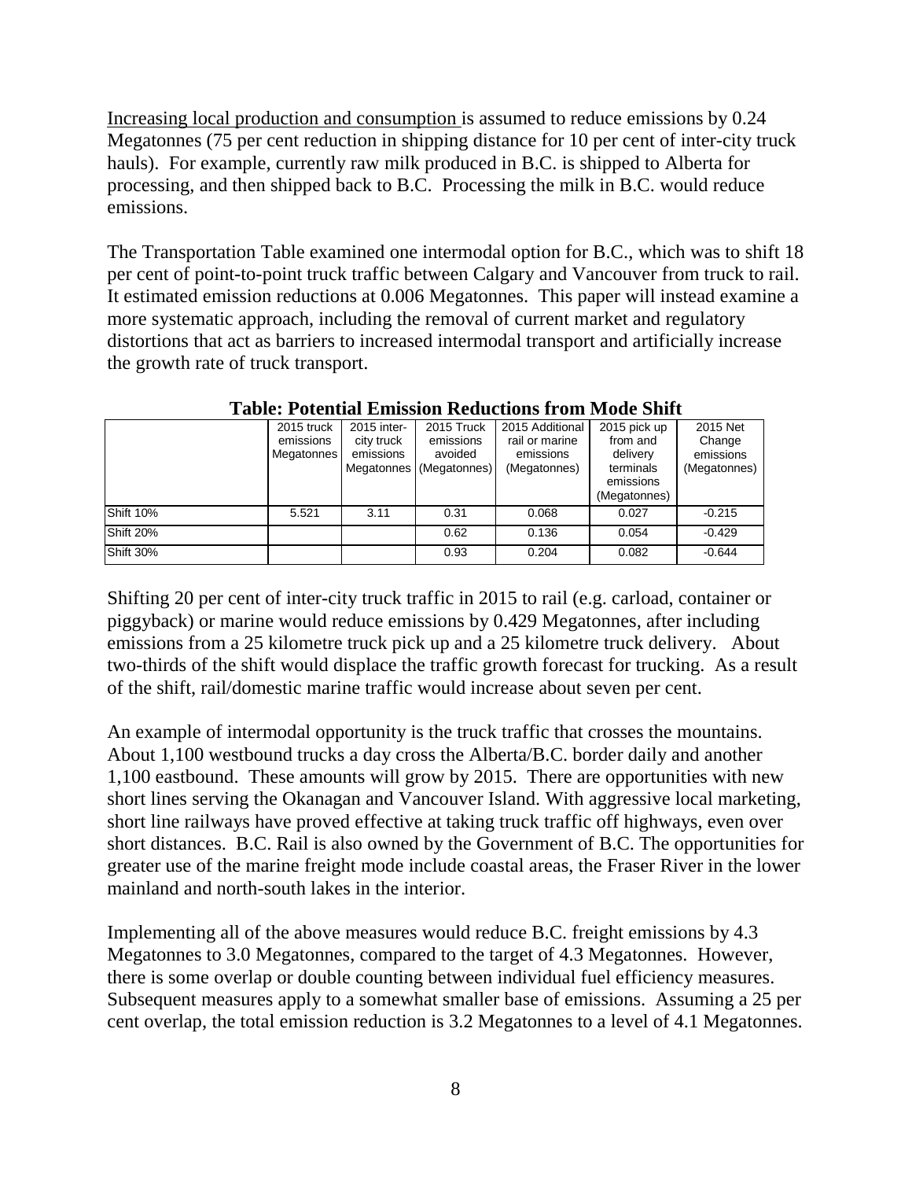Increasing local production and consumption is assumed to reduce emissions by 0.24 Megatonnes (75 per cent reduction in shipping distance for 10 per cent of inter-city truck hauls). For example, currently raw milk produced in B.C. is shipped to Alberta for processing, and then shipped back to B.C. Processing the milk in B.C. would reduce emissions.

The Transportation Table examined one intermodal option for B.C., which was to shift 18 per cent of point-to-point truck traffic between Calgary and Vancouver from truck to rail. It estimated emission reductions at 0.006 Megatonnes. This paper will instead examine a more systematic approach, including the removal of current market and regulatory distortions that act as barriers to increased intermodal transport and artificially increase the growth rate of truck transport.

**Table: Potential Emission Reductions from Mode Shift**

| | 2015 truck emissions Megatonnes | 2015 inter-city truck emissions Megatonnes | 2015 Truck emissions avoided (Megatonnes) | 2015 Additional rail or marine emissions (Megatonnes) | 2015 pick up from and delivery terminals emissions (Megatonnes) | 2015 Net Change emissions (Megatonnes) |
|---|---|---|---|---|---|---|
| Shift 10% | 5.521 | 3.11 | 0.31 | 0.068 | 0.027 | -0.215 |
| Shift 20% | | | 0.62 | 0.136 | 0.054 | -0.429 |
| Shift 30% | | | 0.93 | 0.204 | 0.082 | -0.644 |

Shifting 20 per cent of inter-city truck traffic in 2015 to rail (e.g. carload, container or piggyback) or marine would reduce emissions by 0.429 Megatonnes, after including emissions from a 25 kilometre truck pick up and a 25 kilometre truck delivery. About two-thirds of the shift would displace the traffic growth forecast for trucking. As a result of the shift, rail/domestic marine traffic would increase about seven per cent.

An example of intermodal opportunity is the truck traffic that crosses the mountains. About 1,100 westbound trucks a day cross the Alberta/B.C. border daily and another 1,100 eastbound. These amounts will grow by 2015. There are opportunities with new short lines serving the Okanagan and Vancouver Island. With aggressive local marketing, short line railways have proved effective at taking truck traffic off highways, even over short distances. B.C. Rail is also owned by the Government of B.C. The opportunities for greater use of the marine freight mode include coastal areas, the Fraser River in the lower mainland and north-south lakes in the interior.

Implementing all of the above measures would reduce B.C. freight emissions by 4.3 Megatonnes to 3.0 Megatonnes, compared to the target of 4.3 Megatonnes. However, there is some overlap or double counting between individual fuel efficiency measures. Subsequent measures apply to a somewhat smaller base of emissions. Assuming a 25 per cent overlap, the total emission reduction is 3.2 Megatonnes to a level of 4.1 Megatonnes.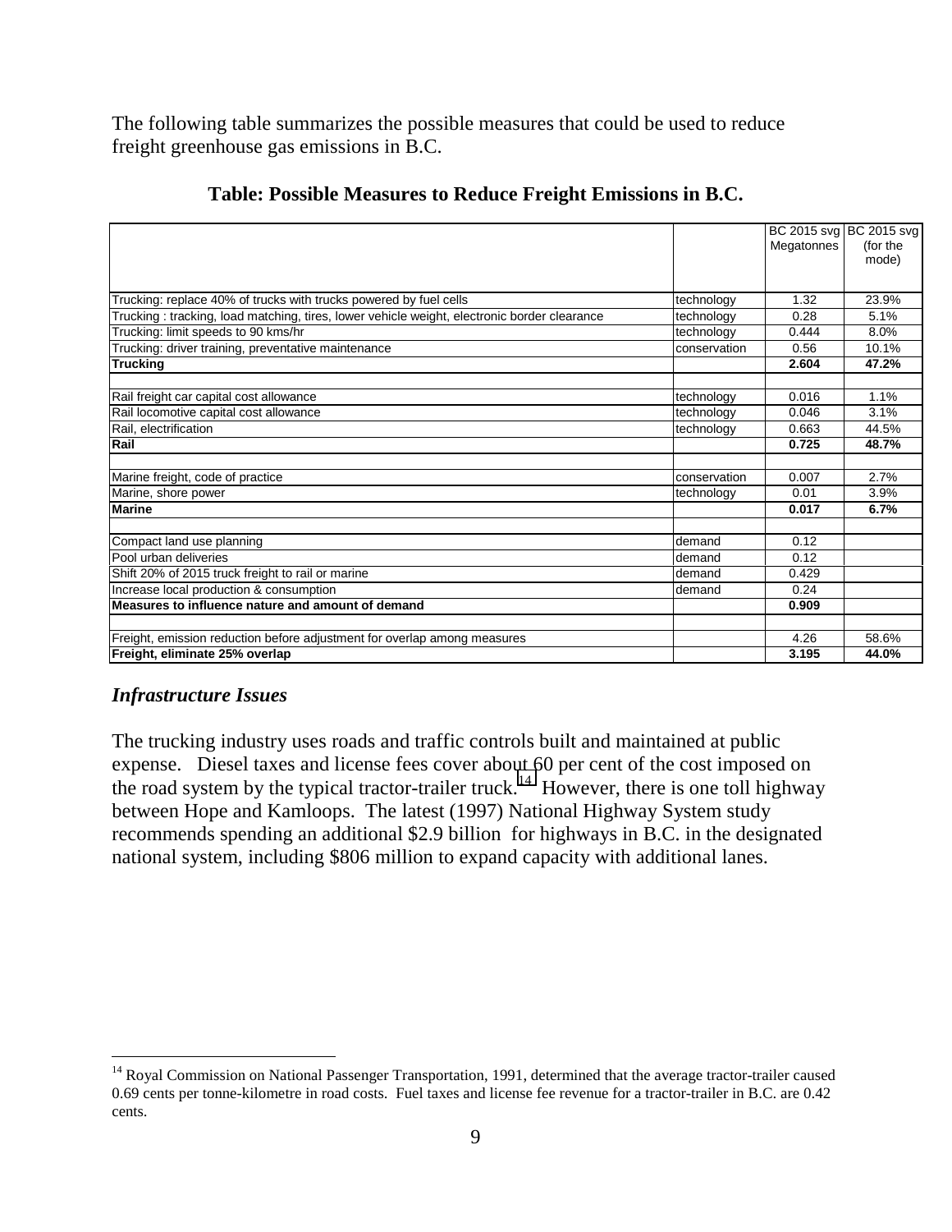The following table summarizes the possible measures that could be used to reduce freight greenhouse gas emissions in B.C.

**Table: Possible Measures to Reduce Freight Emissions in B.C.**

| | | BC 2015 svg Megatonnes | BC 2015 svg (for the mode) |
|---|---|---|---|
| Trucking: replace 40% of trucks with trucks powered by fuel cells | technology | 1.32 | 23.9% |
| Trucking : tracking, load matching, tires, lower vehicle weight, electronic border clearance | technology | 0.28 | 5.1% |
| Trucking: limit speeds to 90 kms/hr | technology | 0.444 | 8.0% |
| Trucking: driver training, preventative maintenance | conservation | 0.56 | 10.1% |
| **Trucking** | | **2.604** | **47.2%** |
| | | | |
| Rail freight car capital cost allowance | technology | 0.016 | 1.1% |
| Rail locomotive capital cost allowance | technology | 0.046 | 3.1% |
| Rail, electrification | technology | 0.663 | 44.5% |
| **Rail** | | **0.725** | **48.7%** |
| | | | |
| Marine freight, code of practice | conservation | 0.007 | 2.7% |
| Marine, shore power | technology | 0.01 | 3.9% |
| **Marine** | | **0.017** | **6.7%** |
| | | | |
| Compact land use planning | demand | 0.12 | |
| Pool urban deliveries | demand | 0.12 | |
| Shift 20% of 2015 truck freight to rail or marine | demand | 0.429 | |
| Increase local production & consumption | demand | 0.24 | |
| **Measures to influence nature and amount of demand** | | **0.909** | |
| | | | |
| Freight, emission reduction before adjustment for overlap among measures | | 4.26 | 58.6% |
| **Freight, eliminate 25% overlap** | | **3.195** | **44.0%** |

### *Infrastructure Issues*

The trucking industry uses roads and traffic controls built and maintained at public expense. Diesel taxes and license fees cover about 60 per cent of the cost imposed on the road system by the typical tractor-trailer truck.[14] However, there is one toll highway between Hope and Kamloops. The latest (1997) National Highway System study recommends spending an additional $2.9 billion for highways in B.C. in the designated national system, including $806 million to expand capacity with additional lanes.

---

[14] Royal Commission on National Passenger Transportation, 1991, determined that the average tractor-trailer caused 0.69 cents per tonne-kilometre in road costs. Fuel taxes and license fee revenue for a tractor-trailer in B.C. are 0.42 cents.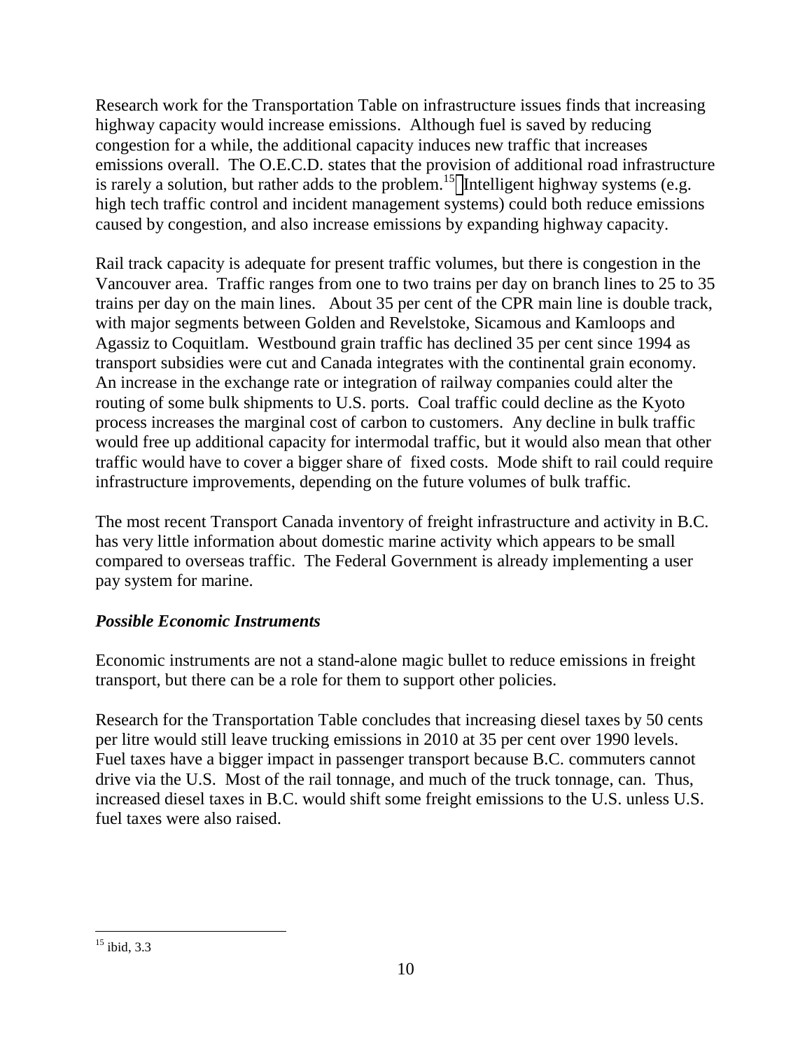Research work for the Transportation Table on infrastructure issues finds that increasing highway capacity would increase emissions. Although fuel is saved by reducing congestion for a while, the additional capacity induces new traffic that increases emissions overall. The O.E.C.D. states that the provision of additional road infrastructure is rarely a solution, but rather adds to the problem.[15] Intelligent highway systems (e.g. high tech traffic control and incident management systems) could both reduce emissions caused by congestion, and also increase emissions by expanding highway capacity.

Rail track capacity is adequate for present traffic volumes, but there is congestion in the Vancouver area. Traffic ranges from one to two trains per day on branch lines to 25 to 35 trains per day on the main lines. About 35 per cent of the CPR main line is double track, with major segments between Golden and Revelstoke, Sicamous and Kamloops and Agassiz to Coquitlam. Westbound grain traffic has declined 35 per cent since 1994 as transport subsidies were cut and Canada integrates with the continental grain economy. An increase in the exchange rate or integration of railway companies could alter the routing of some bulk shipments to U.S. ports. Coal traffic could decline as the Kyoto process increases the marginal cost of carbon to customers. Any decline in bulk traffic would free up additional capacity for intermodal traffic, but it would also mean that other traffic would have to cover a bigger share of fixed costs. Mode shift to rail could require infrastructure improvements, depending on the future volumes of bulk traffic.

The most recent Transport Canada inventory of freight infrastructure and activity in B.C. has very little information about domestic marine activity which appears to be small compared to overseas traffic. The Federal Government is already implementing a user pay system for marine.

### *Possible Economic Instruments*

Economic instruments are not a stand-alone magic bullet to reduce emissions in freight transport, but there can be a role for them to support other policies.

Research for the Transportation Table concludes that increasing diesel taxes by 50 cents per litre would still leave trucking emissions in 2010 at 35 per cent over 1990 levels. Fuel taxes have a bigger impact in passenger transport because B.C. commuters cannot drive via the U.S. Most of the rail tonnage, and much of the truck tonnage, can. Thus, increased diesel taxes in B.C. would shift some freight emissions to the U.S. unless U.S. fuel taxes were also raised.

---

[15] ibid, 3.3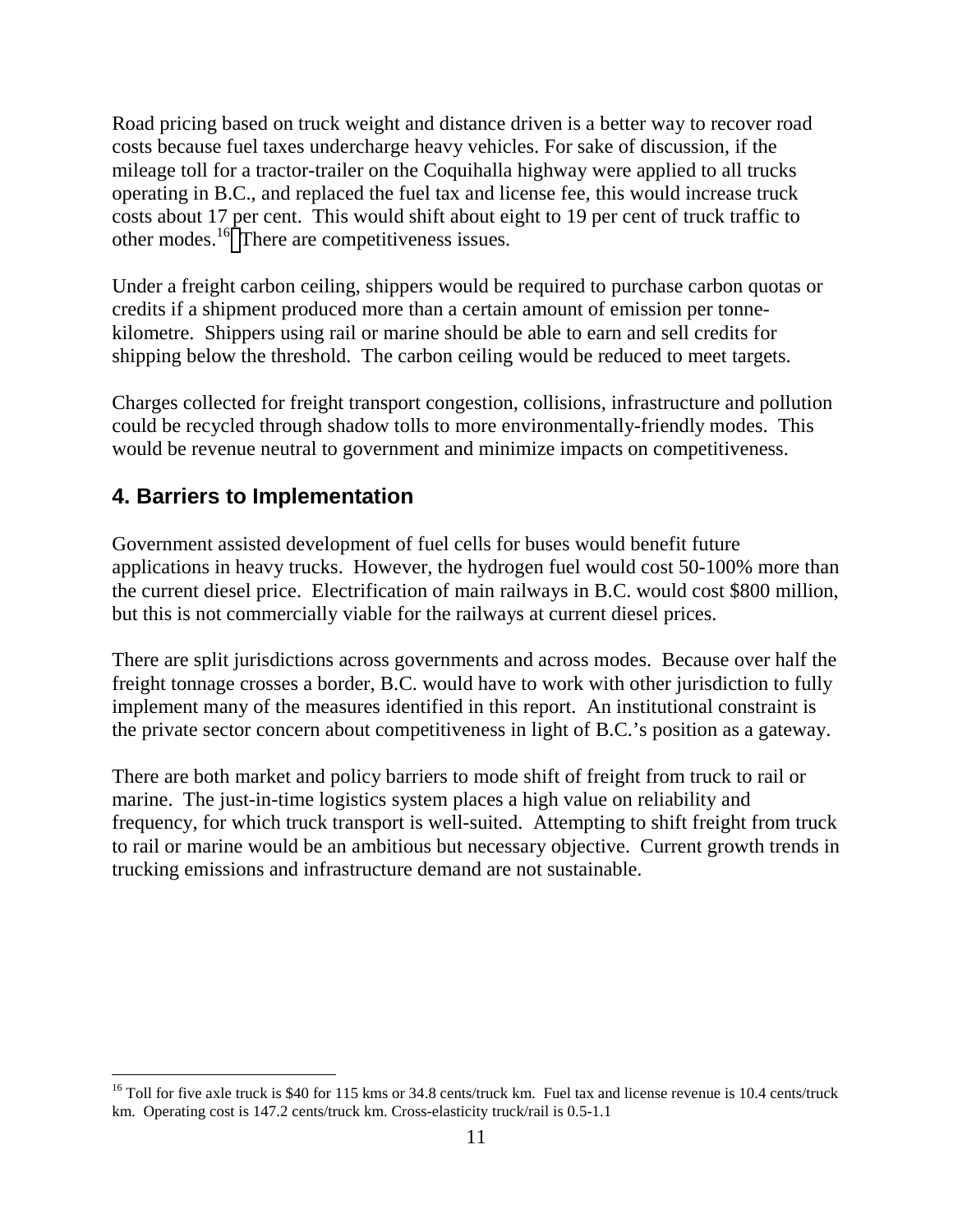Road pricing based on truck weight and distance driven is a better way to recover road costs because fuel taxes undercharge heavy vehicles. For sake of discussion, if the mileage toll for a tractor-trailer on the Coquihalla highway were applied to all trucks operating in B.C., and replaced the fuel tax and license fee, this would increase truck costs about 17 per cent. This would shift about eight to 19 per cent of truck traffic to other modes.[16] There are competitiveness issues.

Under a freight carbon ceiling, shippers would be required to purchase carbon quotas or credits if a shipment produced more than a certain amount of emission per tonne-kilometre. Shippers using rail or marine should be able to earn and sell credits for shipping below the threshold. The carbon ceiling would be reduced to meet targets.

Charges collected for freight transport congestion, collisions, infrastructure and pollution could be recycled through shadow tolls to more environmentally-friendly modes. This would be revenue neutral to government and minimize impacts on competitiveness.

## 4. Barriers to Implementation

Government assisted development of fuel cells for buses would benefit future applications in heavy trucks. However, the hydrogen fuel would cost 50-100% more than the current diesel price. Electrification of main railways in B.C. would cost $800 million, but this is not commercially viable for the railways at current diesel prices.

There are split jurisdictions across governments and across modes. Because over half the freight tonnage crosses a border, B.C. would have to work with other jurisdiction to fully implement many of the measures identified in this report. An institutional constraint is the private sector concern about competitiveness in light of B.C.'s position as a gateway.

There are both market and policy barriers to mode shift of freight from truck to rail or marine. The just-in-time logistics system places a high value on reliability and frequency, for which truck transport is well-suited. Attempting to shift freight from truck to rail or marine would be an ambitious but necessary objective. Current growth trends in trucking emissions and infrastructure demand are not sustainable.

---

[16] Toll for five axle truck is $40 for 115 kms or 34.8 cents/truck km. Fuel tax and license revenue is 10.4 cents/truck km. Operating cost is 147.2 cents/truck km. Cross-elasticity truck/rail is 0.5-1.1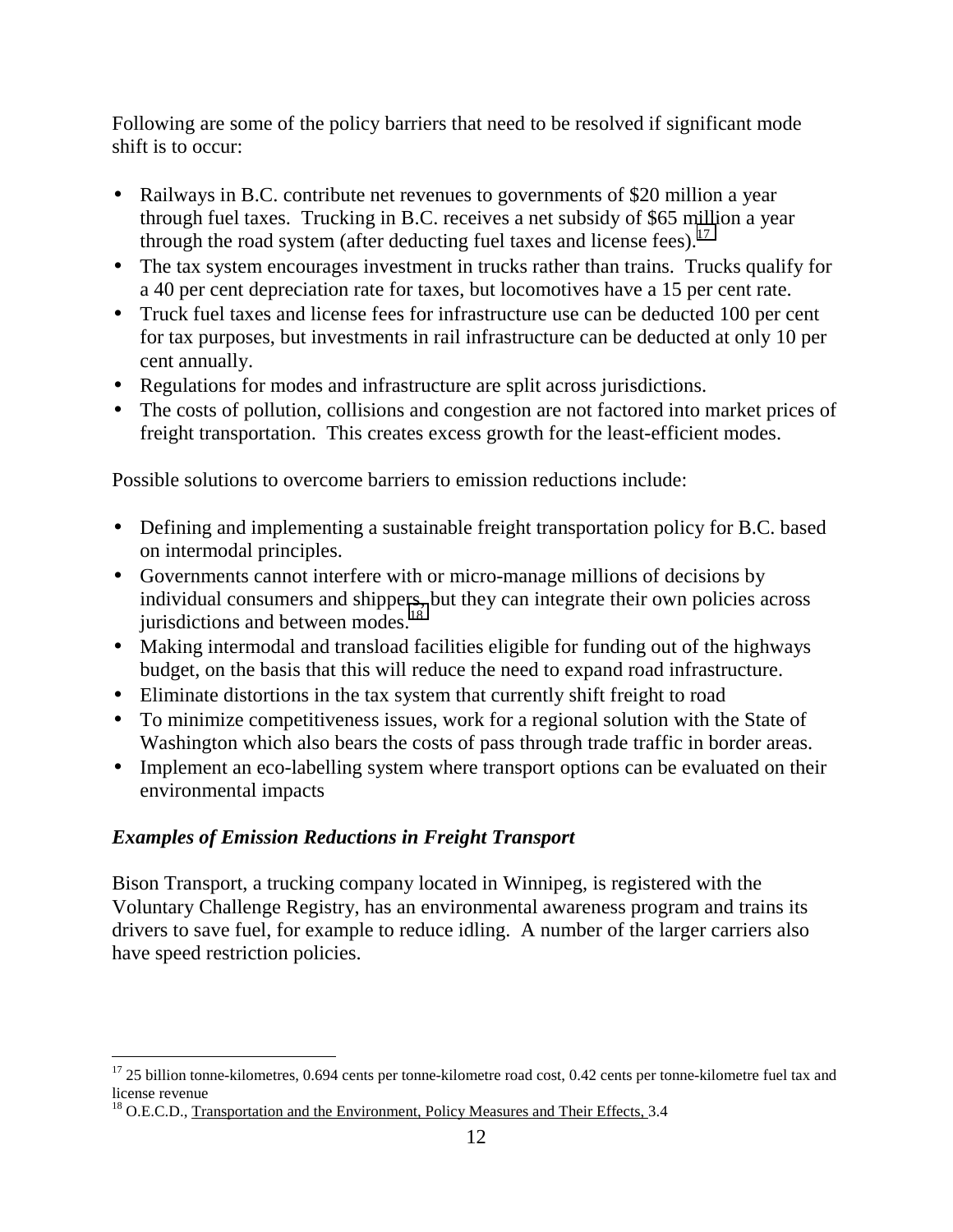Following are some of the policy barriers that need to be resolved if significant mode shift is to occur:

- Railways in B.C. contribute net revenues to governments of $20 million a year through fuel taxes. Trucking in B.C. receives a net subsidy of $65 million a year through the road system (after deducting fuel taxes and license fees).[17]
- The tax system encourages investment in trucks rather than trains. Trucks qualify for a 40 per cent depreciation rate for taxes, but locomotives have a 15 per cent rate.
- Truck fuel taxes and license fees for infrastructure use can be deducted 100 per cent for tax purposes, but investments in rail infrastructure can be deducted at only 10 per cent annually.
- Regulations for modes and infrastructure are split across jurisdictions.
- The costs of pollution, collisions and congestion are not factored into market prices of freight transportation. This creates excess growth for the least-efficient modes.

Possible solutions to overcome barriers to emission reductions include:

- Defining and implementing a sustainable freight transportation policy for B.C. based on intermodal principles.
- Governments cannot interfere with or micro-manage millions of decisions by individual consumers and shippers, but they can integrate their own policies across jurisdictions and between modes.[18]
- Making intermodal and transload facilities eligible for funding out of the highways budget, on the basis that this will reduce the need to expand road infrastructure.
- Eliminate distortions in the tax system that currently shift freight to road
- To minimize competitiveness issues, work for a regional solution with the State of Washington which also bears the costs of pass through trade traffic in border areas.
- Implement an eco-labelling system where transport options can be evaluated on their environmental impacts

### *Examples of Emission Reductions in Freight Transport*

Bison Transport, a trucking company located in Winnipeg, is registered with the Voluntary Challenge Registry, has an environmental awareness program and trains its drivers to save fuel, for example to reduce idling. A number of the larger carriers also have speed restriction policies.

---

[17] 25 billion tonne-kilometres, 0.694 cents per tonne-kilometre road cost, 0.42 cents per tonne-kilometre fuel tax and license revenue

[18] O.E.C.D., Transportation and the Environment, Policy Measures and Their Effects, 3.4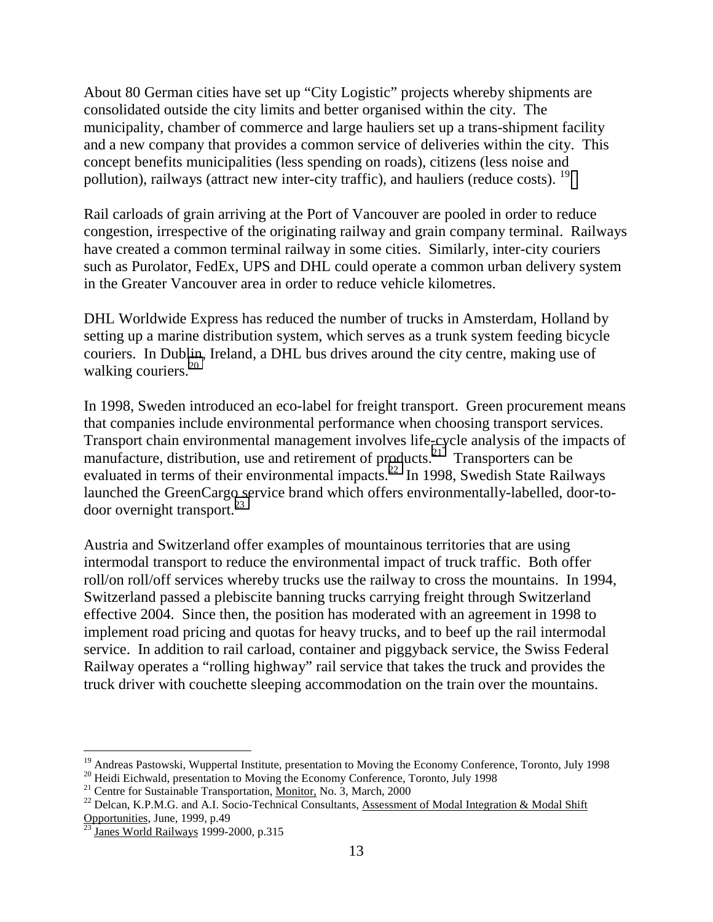About 80 German cities have set up "City Logistic" projects whereby shipments are consolidated outside the city limits and better organised within the city. The municipality, chamber of commerce and large hauliers set up a trans-shipment facility and a new company that provides a common service of deliveries within the city. This concept benefits municipalities (less spending on roads), citizens (less noise and pollution), railways (attract new inter-city traffic), and hauliers (reduce costs). [19]

Rail carloads of grain arriving at the Port of Vancouver are pooled in order to reduce congestion, irrespective of the originating railway and grain company terminal. Railways have created a common terminal railway in some cities. Similarly, inter-city couriers such as Purolator, FedEx, UPS and DHL could operate a common urban delivery system in the Greater Vancouver area in order to reduce vehicle kilometres.

DHL Worldwide Express has reduced the number of trucks in Amsterdam, Holland by setting up a marine distribution system, which serves as a trunk system feeding bicycle couriers. In Dublin, Ireland, a DHL bus drives around the city centre, making use of walking couriers.[20]

In 1998, Sweden introduced an eco-label for freight transport. Green procurement means that companies include environmental performance when choosing transport services. Transport chain environmental management involves life-cycle analysis of the impacts of manufacture, distribution, use and retirement of products.[21] Transporters can be evaluated in terms of their environmental impacts.[22] In 1998, Swedish State Railways launched the GreenCargo service brand which offers environmentally-labelled, door-to-door overnight transport.[23]

Austria and Switzerland offer examples of mountainous territories that are using intermodal transport to reduce the environmental impact of truck traffic. Both offer roll/on roll/off services whereby trucks use the railway to cross the mountains. In 1994, Switzerland passed a plebiscite banning trucks carrying freight through Switzerland effective 2004. Since then, the position has moderated with an agreement in 1998 to implement road pricing and quotas for heavy trucks, and to beef up the rail intermodal service. In addition to rail carload, container and piggyback service, the Swiss Federal Railway operates a "rolling highway" rail service that takes the truck and provides the truck driver with couchette sleeping accommodation on the train over the mountains.

---

[19] Andreas Pastowski, Wuppertal Institute, presentation to Moving the Economy Conference, Toronto, July 1998
[20] Heidi Eichwald, presentation to Moving the Economy Conference, Toronto, July 1998
[21] Centre for Sustainable Transportation, Monitor, No. 3, March, 2000
[22] Delcan, K.P.M.G. and A.I. Socio-Technical Consultants, Assessment of Modal Integration & Modal Shift Opportunities, June, 1999, p.49
[23] Janes World Railways 1999-2000, p.315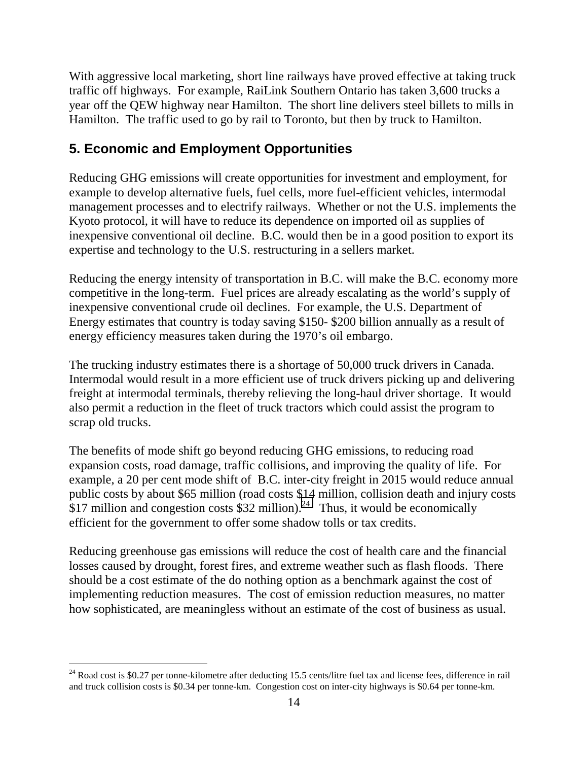With aggressive local marketing, short line railways have proved effective at taking truck traffic off highways. For example, RaiLink Southern Ontario has taken 3,600 trucks a year off the QEW highway near Hamilton. The short line delivers steel billets to mills in Hamilton. The traffic used to go by rail to Toronto, but then by truck to Hamilton.

## 5. Economic and Employment Opportunities

Reducing GHG emissions will create opportunities for investment and employment, for example to develop alternative fuels, fuel cells, more fuel-efficient vehicles, intermodal management processes and to electrify railways. Whether or not the U.S. implements the Kyoto protocol, it will have to reduce its dependence on imported oil as supplies of inexpensive conventional oil decline. B.C. would then be in a good position to export its expertise and technology to the U.S. restructuring in a sellers market.

Reducing the energy intensity of transportation in B.C. will make the B.C. economy more competitive in the long-term. Fuel prices are already escalating as the world's supply of inexpensive conventional crude oil declines. For example, the U.S. Department of Energy estimates that country is today saving \$150- \$200 billion annually as a result of energy efficiency measures taken during the 1970's oil embargo.

The trucking industry estimates there is a shortage of 50,000 truck drivers in Canada. Intermodal would result in a more efficient use of truck drivers picking up and delivering freight at intermodal terminals, thereby relieving the long-haul driver shortage. It would also permit a reduction in the fleet of truck tractors which could assist the program to scrap old trucks.

The benefits of mode shift go beyond reducing GHG emissions, to reducing road expansion costs, road damage, traffic collisions, and improving the quality of life. For example, a 20 per cent mode shift of B.C. inter-city freight in 2015 would reduce annual public costs by about \$65 million (road costs \$14 million, collision death and injury costs \$17 million and congestion costs \$32 million).[24] Thus, it would be economically efficient for the government to offer some shadow tolls or tax credits.

Reducing greenhouse gas emissions will reduce the cost of health care and the financial losses caused by drought, forest fires, and extreme weather such as flash floods. There should be a cost estimate of the do nothing option as a benchmark against the cost of implementing reduction measures. The cost of emission reduction measures, no matter how sophisticated, are meaningless without an estimate of the cost of business as usual.

---

[24] Road cost is \$0.27 per tonne-kilometre after deducting 15.5 cents/litre fuel tax and license fees, difference in rail and truck collision costs is \$0.34 per tonne-km. Congestion cost on inter-city highways is \$0.64 per tonne-km.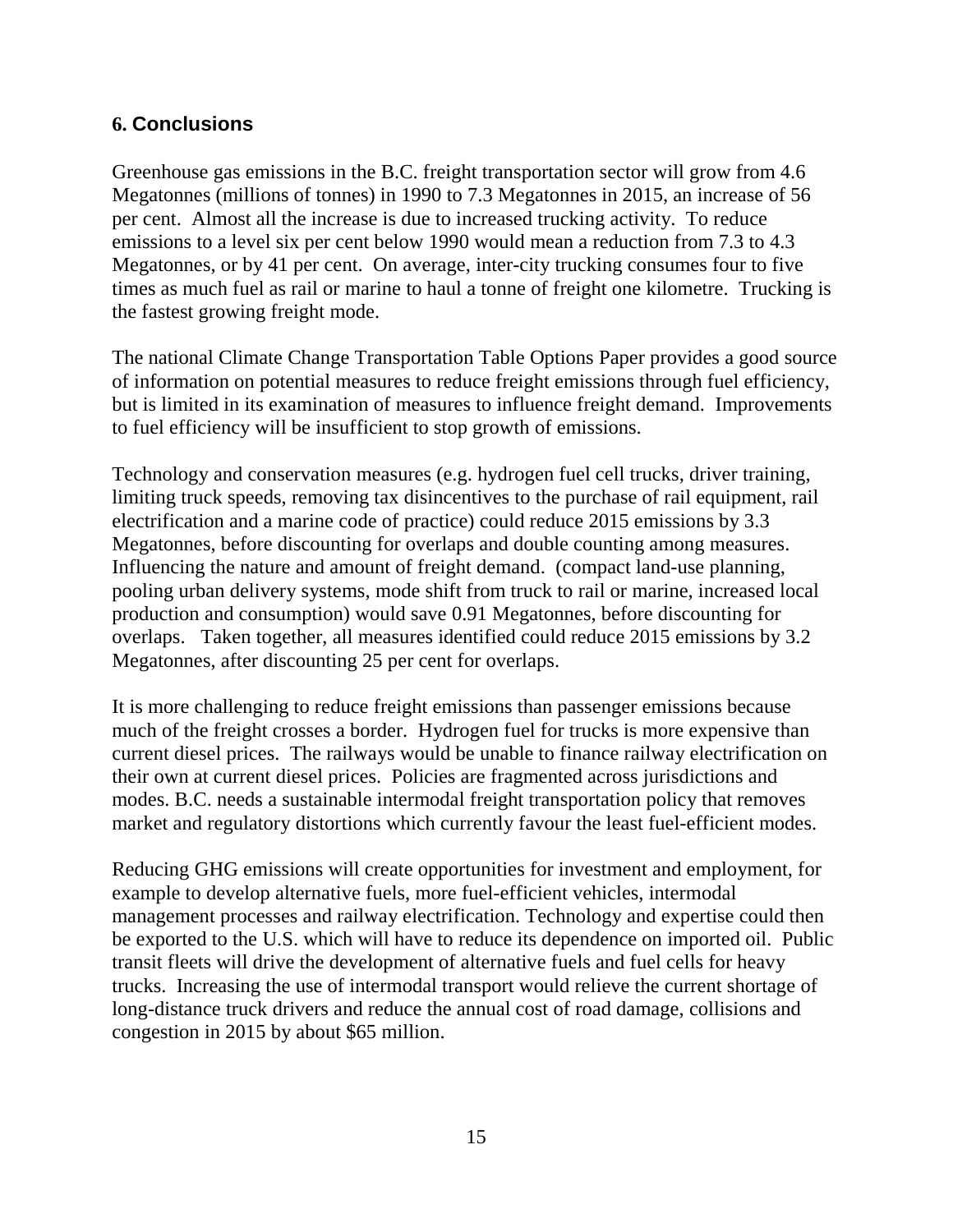## 6. Conclusions

Greenhouse gas emissions in the B.C. freight transportation sector will grow from 4.6 Megatonnes (millions of tonnes) in 1990 to 7.3 Megatonnes in 2015, an increase of 56 per cent. Almost all the increase is due to increased trucking activity. To reduce emissions to a level six per cent below 1990 would mean a reduction from 7.3 to 4.3 Megatonnes, or by 41 per cent. On average, inter-city trucking consumes four to five times as much fuel as rail or marine to haul a tonne of freight one kilometre. Trucking is the fastest growing freight mode.

The national Climate Change Transportation Table Options Paper provides a good source of information on potential measures to reduce freight emissions through fuel efficiency, but is limited in its examination of measures to influence freight demand. Improvements to fuel efficiency will be insufficient to stop growth of emissions.

Technology and conservation measures (e.g. hydrogen fuel cell trucks, driver training, limiting truck speeds, removing tax disincentives to the purchase of rail equipment, rail electrification and a marine code of practice) could reduce 2015 emissions by 3.3 Megatonnes, before discounting for overlaps and double counting among measures. Influencing the nature and amount of freight demand. (compact land-use planning, pooling urban delivery systems, mode shift from truck to rail or marine, increased local production and consumption) would save 0.91 Megatonnes, before discounting for overlaps. Taken together, all measures identified could reduce 2015 emissions by 3.2 Megatonnes, after discounting 25 per cent for overlaps.

It is more challenging to reduce freight emissions than passenger emissions because much of the freight crosses a border. Hydrogen fuel for trucks is more expensive than current diesel prices. The railways would be unable to finance railway electrification on their own at current diesel prices. Policies are fragmented across jurisdictions and modes. B.C. needs a sustainable intermodal freight transportation policy that removes market and regulatory distortions which currently favour the least fuel-efficient modes.

Reducing GHG emissions will create opportunities for investment and employment, for example to develop alternative fuels, more fuel-efficient vehicles, intermodal management processes and railway electrification. Technology and expertise could then be exported to the U.S. which will have to reduce its dependence on imported oil. Public transit fleets will drive the development of alternative fuels and fuel cells for heavy trucks. Increasing the use of intermodal transport would relieve the current shortage of long-distance truck drivers and reduce the annual cost of road damage, collisions and congestion in 2015 by about $65 million.